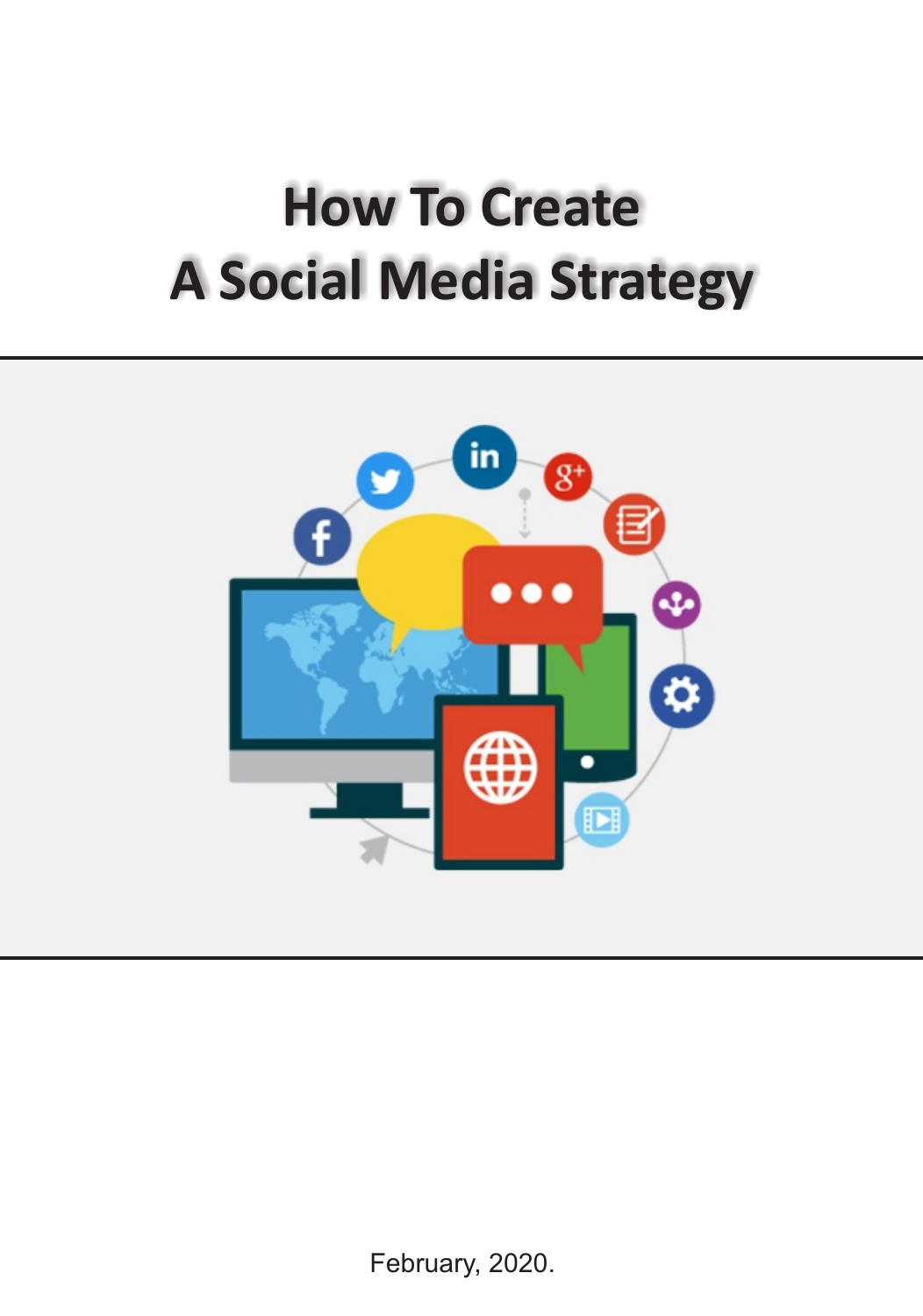# How To Create A Social Media Strategy

February, 2020.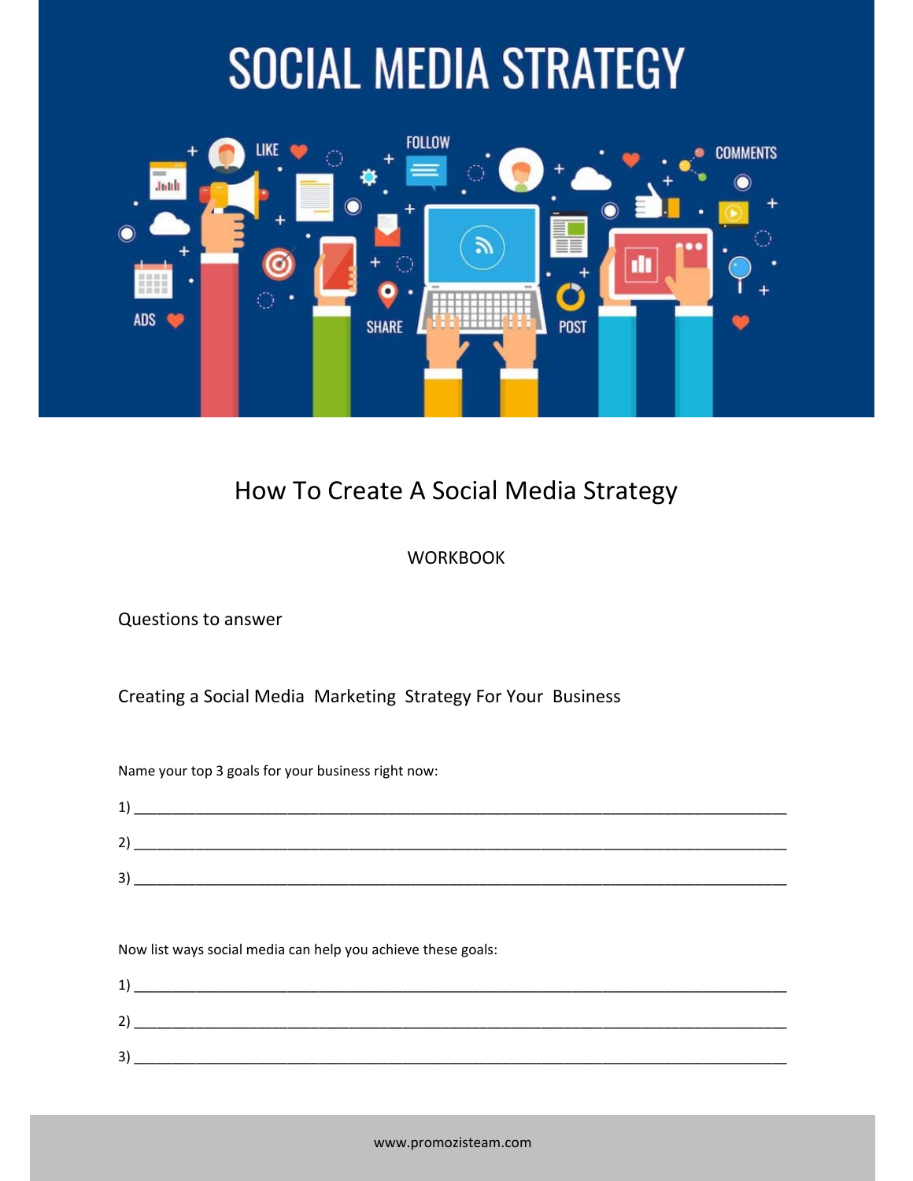# SOCIAL MEDIA STRATEGY

## How To Create A Social Media Strategy

WORKBOOK

Questions to answer

### Creating a Social Media Marketing Strategy For Your Business

Name your top 3 goals for your business right now:

1) ____________________________________________________________________________

2) ____________________________________________________________________________

3) ____________________________________________________________________________

Now list ways social media can help you achieve these goals:

1) ____________________________________________________________________________

2) ____________________________________________________________________________

3) ____________________________________________________________________________

www.promozisteam.com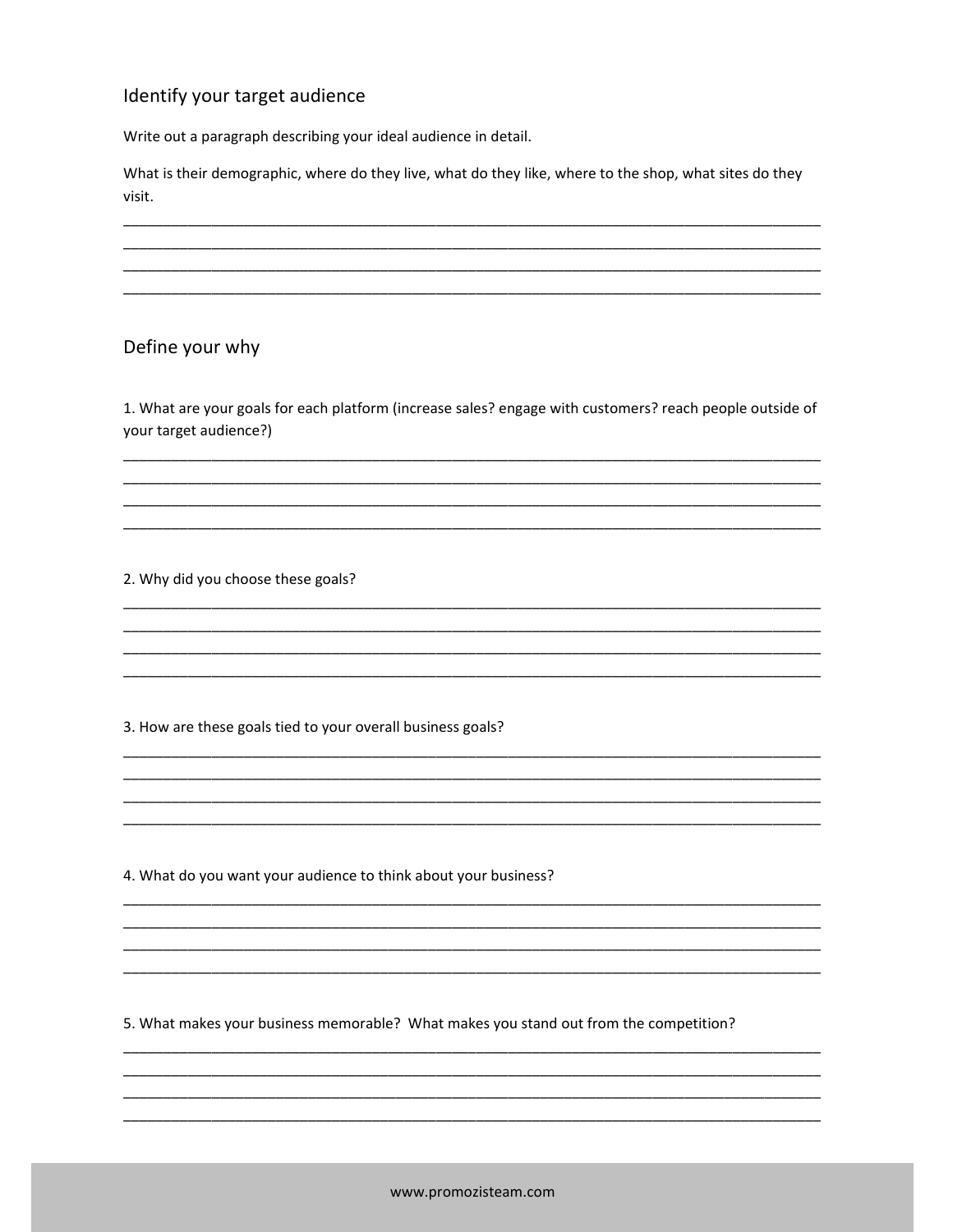## Identify your target audience

Write out a paragraph describing your ideal audience in detail.

What is their demographic, where do they live, what do they like, where to the shop, what sites do they visit.

_______________________________________________________________________________________
_______________________________________________________________________________________
_______________________________________________________________________________________
_______________________________________________________________________________________

## Define your why

1. What are your goals for each platform (increase sales? engage with customers? reach people outside of your target audience?)

_______________________________________________________________________________________
_______________________________________________________________________________________
_______________________________________________________________________________________
_______________________________________________________________________________________

2. Why did you choose these goals?

_______________________________________________________________________________________
_______________________________________________________________________________________
_______________________________________________________________________________________
_______________________________________________________________________________________

3. How are these goals tied to your overall business goals?

_______________________________________________________________________________________
_______________________________________________________________________________________
_______________________________________________________________________________________
_______________________________________________________________________________________

4. What do you want your audience to think about your business?

_______________________________________________________________________________________
_______________________________________________________________________________________
_______________________________________________________________________________________
_______________________________________________________________________________________

5. What makes your business memorable? What makes you stand out from the competition?

_______________________________________________________________________________________
_______________________________________________________________________________________
_______________________________________________________________________________________
_______________________________________________________________________________________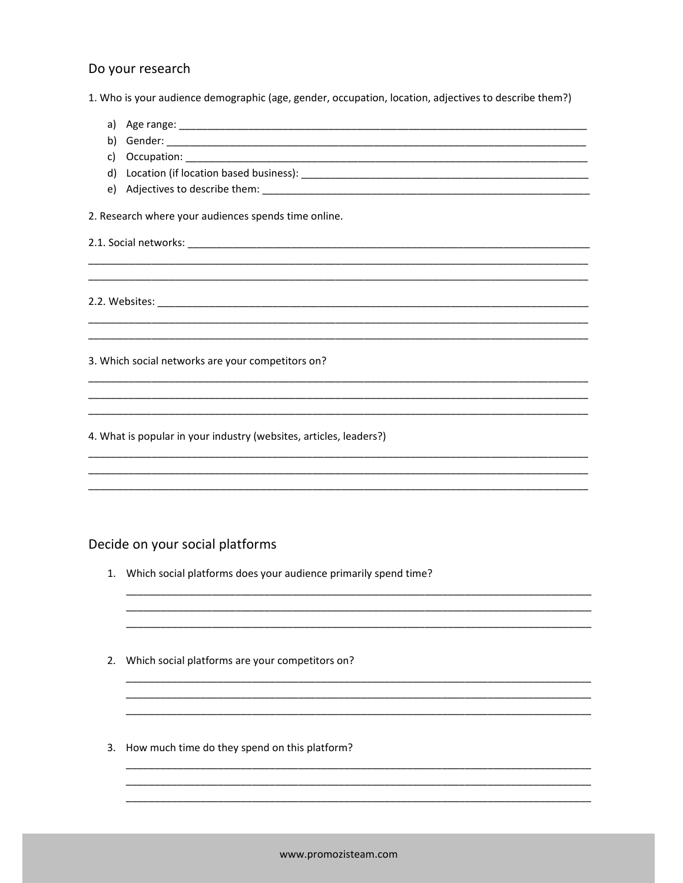## Do your research

1. Who is your audience demographic (age, gender, occupation, location, adjectives to describe them?)

a) Age range: ___________________________________________________________________________

b) Gender: ______________________________________________________________________________

c) Occupation: __________________________________________________________________________

d) Location (if location based business): ____________________________________________________

e) Adjectives to describe them: ___________________________________________________________

2. Research where your audiences spends time online.

2.1. Social networks: _____________________________________________________________________

_____________________________________________________________________________________

_____________________________________________________________________________________

2.2. Websites: ___________________________________________________________________________

_____________________________________________________________________________________

_____________________________________________________________________________________

3. Which social networks are your competitors on?

_____________________________________________________________________________________

_____________________________________________________________________________________

_____________________________________________________________________________________

4. What is popular in your industry (websites, articles, leaders?)

_____________________________________________________________________________________

_____________________________________________________________________________________

_____________________________________________________________________________________

## Decide on your social platforms

1. Which social platforms does your audience primarily spend time?

   _________________________________________________________________________________

   _________________________________________________________________________________

   _________________________________________________________________________________

2. Which social platforms are your competitors on?

   _________________________________________________________________________________

   _________________________________________________________________________________

   _________________________________________________________________________________

3. How much time do they spend on this platform?

   _________________________________________________________________________________

   _________________________________________________________________________________

   _________________________________________________________________________________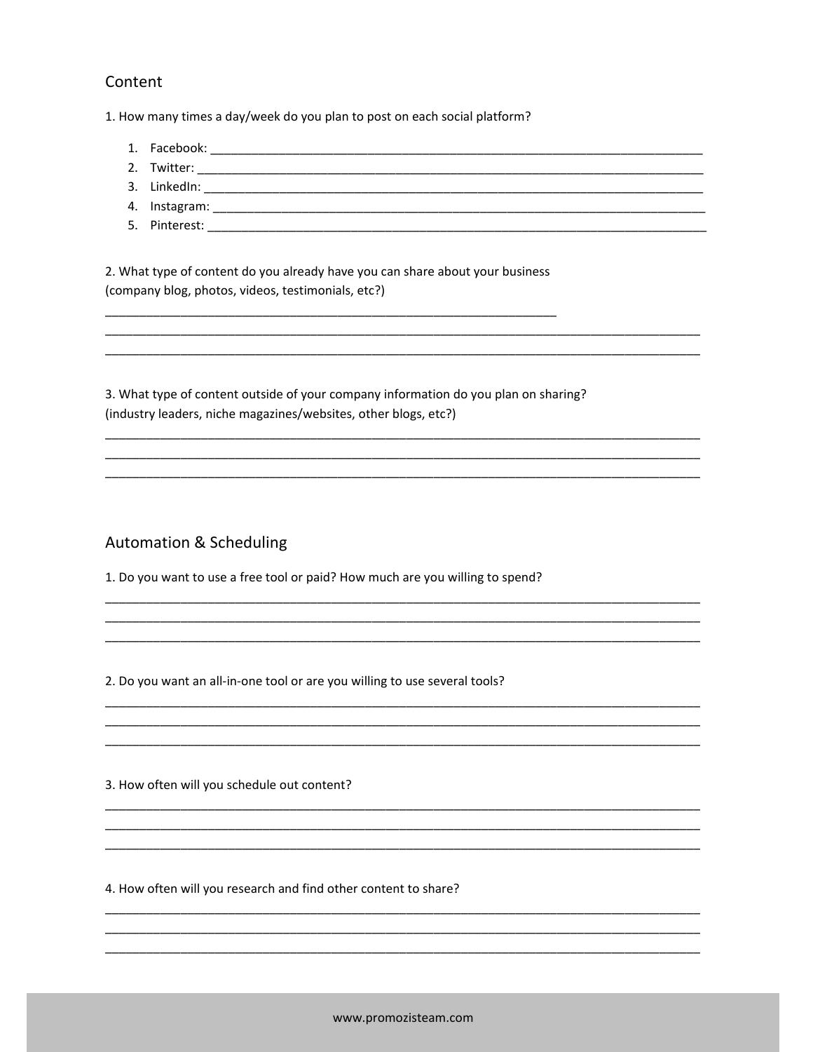## Content

1. How many times a day/week do you plan to post on each social platform?

1. Facebook: ___________________________________________________________________________
2. Twitter: ____________________________________________________________________________
3. LinkedIn: ___________________________________________________________________________
4. Instagram: __________________________________________________________________________
5. Pinterest: __________________________________________________________________________

2. What type of content do you already have you can share about your business (company blog, photos, videos, testimonials, etc?)

_________________________________________________________________________
__________________________________________________________________________________________________
__________________________________________________________________________________________________

3. What type of content outside of your company information do you plan on sharing? (industry leaders, niche magazines/websites, other blogs, etc?)

__________________________________________________________________________________________________
__________________________________________________________________________________________________
__________________________________________________________________________________________________

## Automation & Scheduling

1. Do you want to use a free tool or paid? How much are you willing to spend?

__________________________________________________________________________________________________
__________________________________________________________________________________________________
__________________________________________________________________________________________________

2. Do you want an all-in-one tool or are you willing to use several tools?

__________________________________________________________________________________________________
__________________________________________________________________________________________________
__________________________________________________________________________________________________

3. How often will you schedule out content?

__________________________________________________________________________________________________
__________________________________________________________________________________________________
__________________________________________________________________________________________________

4. How often will you research and find other content to share?

__________________________________________________________________________________________________
__________________________________________________________________________________________________
__________________________________________________________________________________________________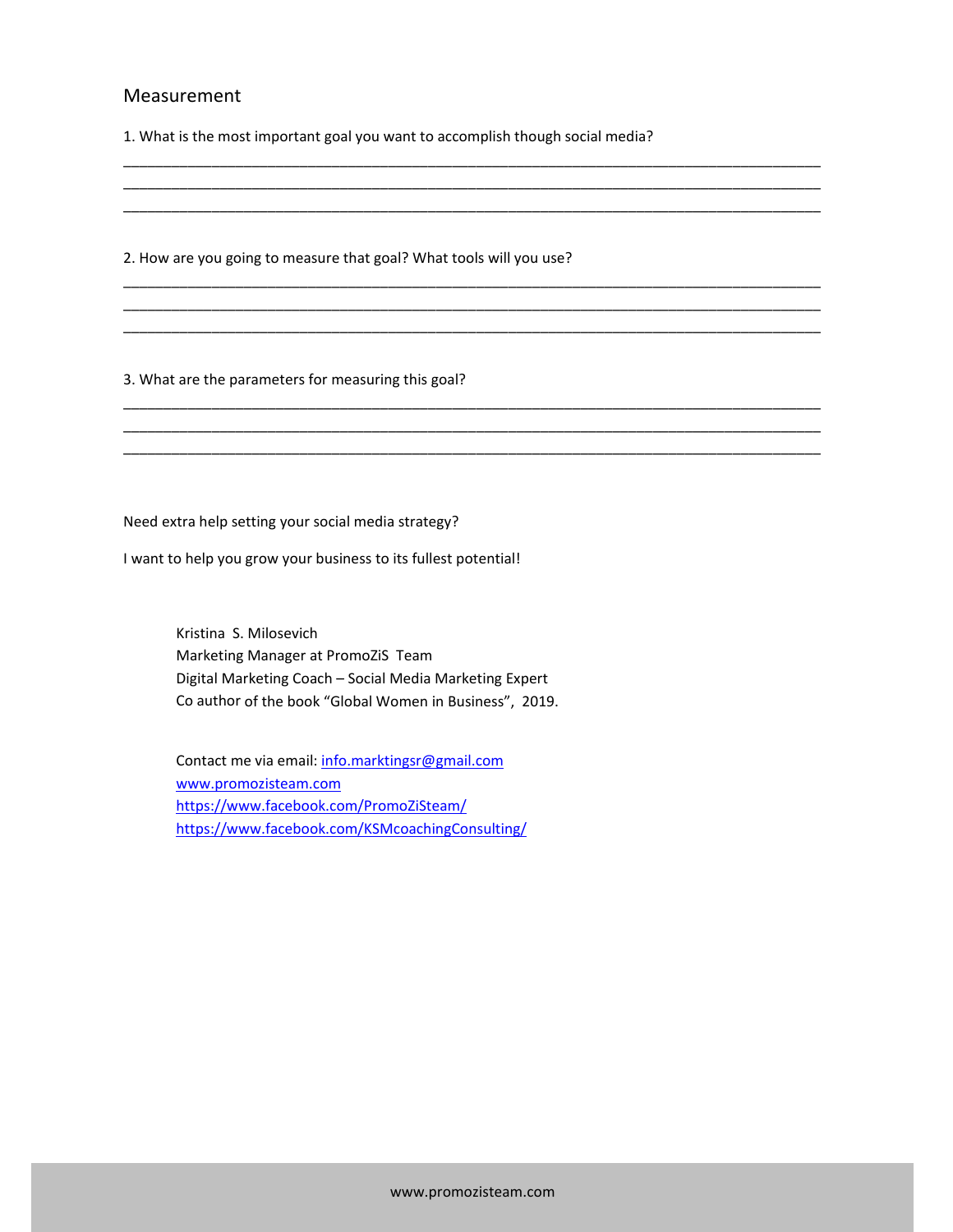## Measurement

1. What is the most important goal you want to accomplish though social media?

______________________________________________________________________________
______________________________________________________________________________
______________________________________________________________________________

2. How are you going to measure that goal? What tools will you use?

______________________________________________________________________________
______________________________________________________________________________
______________________________________________________________________________

3. What are the parameters for measuring this goal?

______________________________________________________________________________
______________________________________________________________________________
______________________________________________________________________________

Need extra help setting your social media strategy?

I want to help you grow your business to its fullest potential!

Kristina S. Milosevich
Marketing Manager at PromoZiS Team
Digital Marketing Coach – Social Media Marketing Expert
Co author of the book "Global Women in Business", 2019.

Contact me via email: info.marktingsr@gmail.com
www.promozisteam.com
https://www.facebook.com/PromoZiSteam/
https://www.facebook.com/KSMcoachingConsulting/